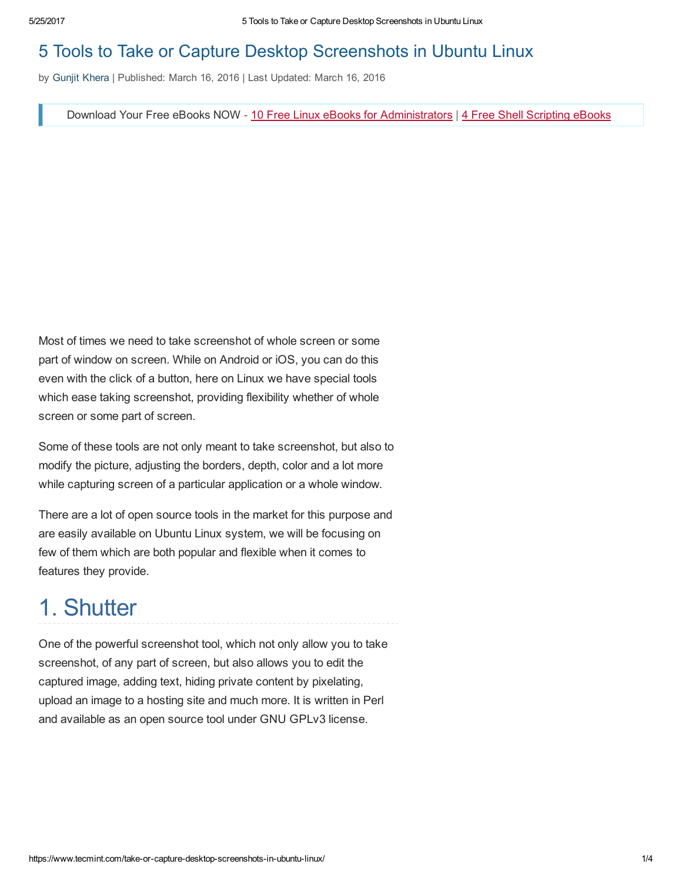# 5 Tools to Take or Capture Desktop Screenshots in Ubuntu Linux

by Gunjit Khera | Published: March 16, 2016 | Last Updated: March 16, 2016

> Download Your Free eBooks NOW - 10 Free Linux eBooks for Administrators | 4 Free Shell Scripting eBooks

Most of times we need to take screenshot of whole screen or some part of window on screen. While on Android or iOS, you can do this even with the click of a button, here on Linux we have special tools which ease taking screenshot, providing flexibility whether of whole screen or some part of screen.

Some of these tools are not only meant to take screenshot, but also to modify the picture, adjusting the borders, depth, color and a lot more while capturing screen of a particular application or a whole window.

There are a lot of open source tools in the market for this purpose and are easily available on Ubuntu Linux system, we will be focusing on few of them which are both popular and flexible when it comes to features they provide.

## 1. Shutter

One of the powerful screenshot tool, which not only allow you to take screenshot, of any part of screen, but also allows you to edit the captured image, adding text, hiding private content by pixelating, upload an image to a hosting site and much more. It is written in Perl and available as an open source tool under GNU GPLv3 license.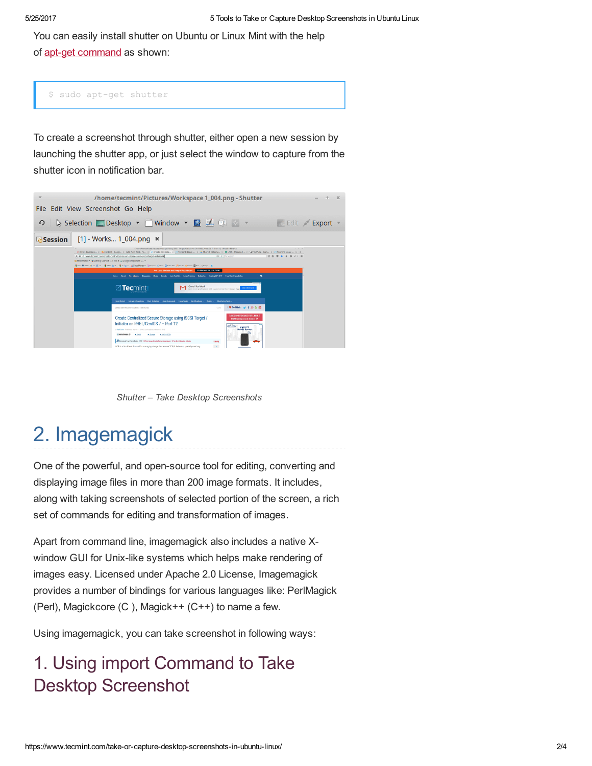You can easily install shutter on Ubuntu or Linux Mint with the help of apt-get command as shown:

```
$ sudo apt-get shutter
```

To create a screenshot through shutter, either open a new session by launching the shutter app, or just select the window to capture from the shutter icon in notification bar.

*Shutter – Take Desktop Screenshots*

## 2. Imagemagick

One of the powerful, and open-source tool for editing, converting and displaying image files in more than 200 image formats. It includes, along with taking screenshots of selected portion of the screen, a rich set of commands for editing and transformation of images.

Apart from command line, imagemagick also includes a native X-window GUI for Unix-like systems which helps make rendering of images easy. Licensed under Apache 2.0 License, Imagemagick provides a number of bindings for various languages like: PerlMagick (Perl), Magickcore (C ), Magick++ (C++) to name a few.

Using imagemagick, you can take screenshot in following ways:

### 1. Using import Command to Take Desktop Screenshot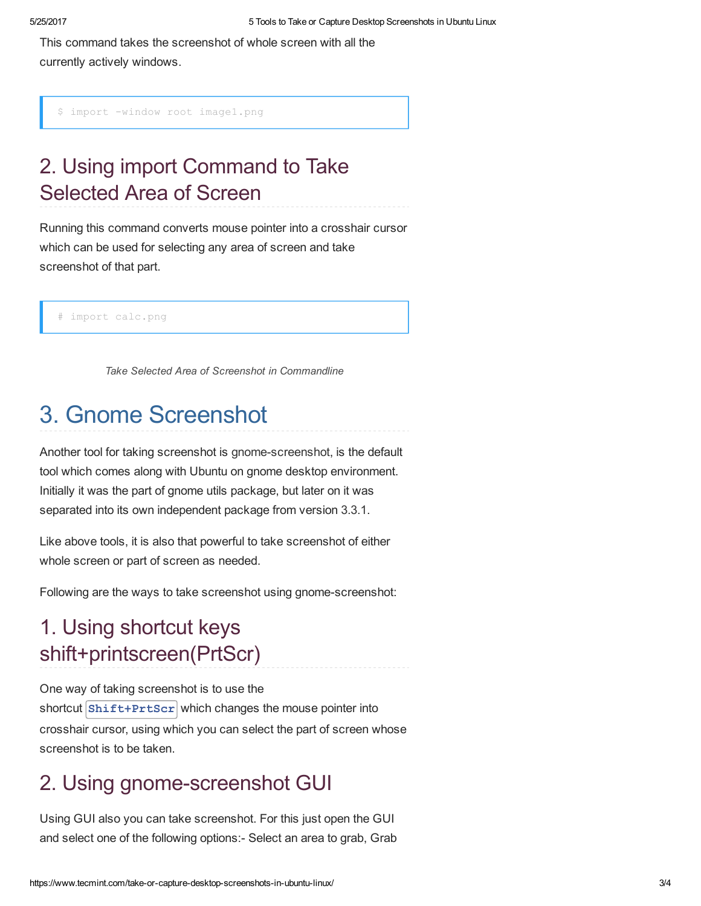This command takes the screenshot of whole screen with all the currently actively windows.

```
$ import -window root image1.png
```

## 2. Using import Command to Take Selected Area of Screen

Running this command converts mouse pointer into a crosshair cursor which can be used for selecting any area of screen and take screenshot of that part.

```
# import calc.png
```

*Take Selected Area of Screenshot in Commandline*

# 3. Gnome Screenshot

Another tool for taking screenshot is gnome-screenshot, is the default tool which comes along with Ubuntu on gnome desktop environment. Initially it was the part of gnome utils package, but later on it was separated into its own independent package from version 3.3.1.

Like above tools, it is also that powerful to take screenshot of either whole screen or part of screen as needed.

Following are the ways to take screenshot using gnome-screenshot:

## 1. Using shortcut keys shift+printscreen(PrtScr)

One way of taking screenshot is to use the shortcut `Shift+PrtScr` which changes the mouse pointer into crosshair cursor, using which you can select the part of screen whose screenshot is to be taken.

## 2. Using gnome-screenshot GUI

Using GUI also you can take screenshot. For this just open the GUI and select one of the following options:- Select an area to grab, Grab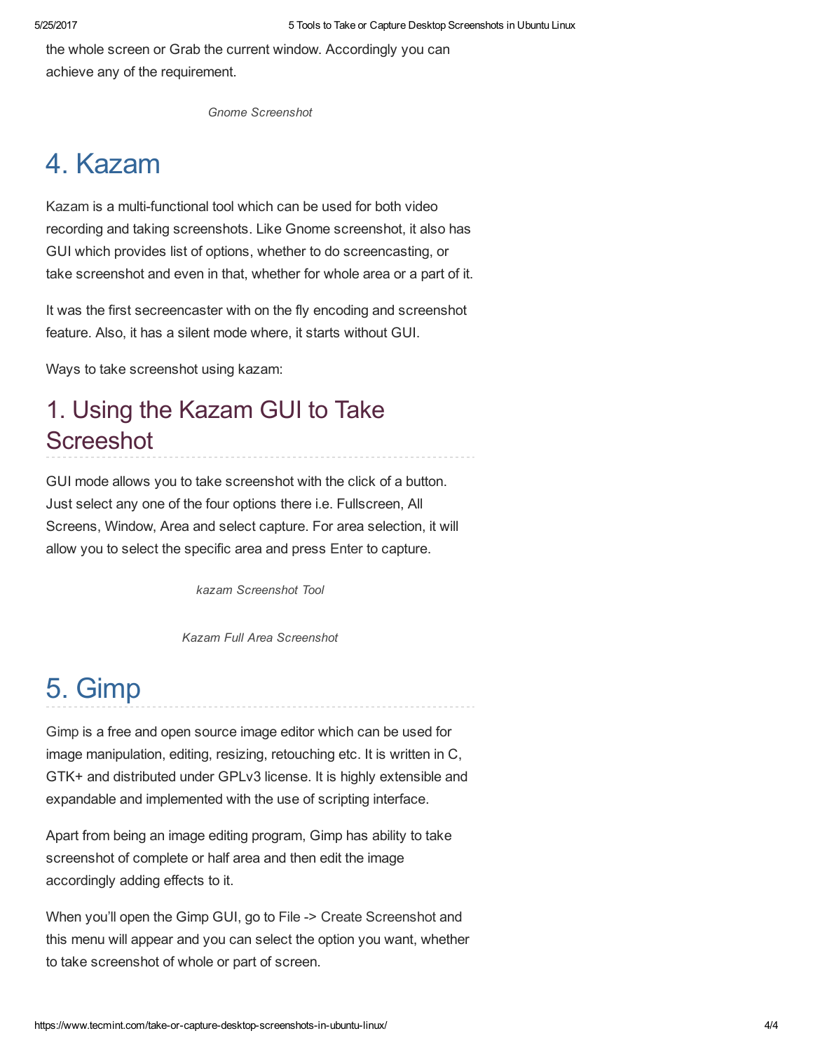the whole screen or Grab the current window. Accordingly you can achieve any of the requirement.

*Gnome Screenshot*

# 4. Kazam

Kazam is a multi-functional tool which can be used for both video recording and taking screenshots. Like Gnome screenshot, it also has GUI which provides list of options, whether to do screencasting, or take screenshot and even in that, whether for whole area or a part of it.

It was the first secreencaster with on the fly encoding and screenshot feature. Also, it has a silent mode where, it starts without GUI.

Ways to take screenshot using kazam:

## 1. Using the Kazam GUI to Take Screeshot

GUI mode allows you to take screenshot with the click of a button. Just select any one of the four options there i.e. Fullscreen, All Screens, Window, Area and select capture. For area selection, it will allow you to select the specific area and press Enter to capture.

*kazam Screenshot Tool*

*Kazam Full Area Screenshot*

# 5. Gimp

Gimp is a free and open source image editor which can be used for image manipulation, editing, resizing, retouching etc. It is written in C, GTK+ and distributed under GPLv3 license. It is highly extensible and expandable and implemented with the use of scripting interface.

Apart from being an image editing program, Gimp has ability to take screenshot of complete or half area and then edit the image accordingly adding effects to it.

When you'll open the Gimp GUI, go to File -> Create Screenshot and this menu will appear and you can select the option you want, whether to take screenshot of whole or part of screen.